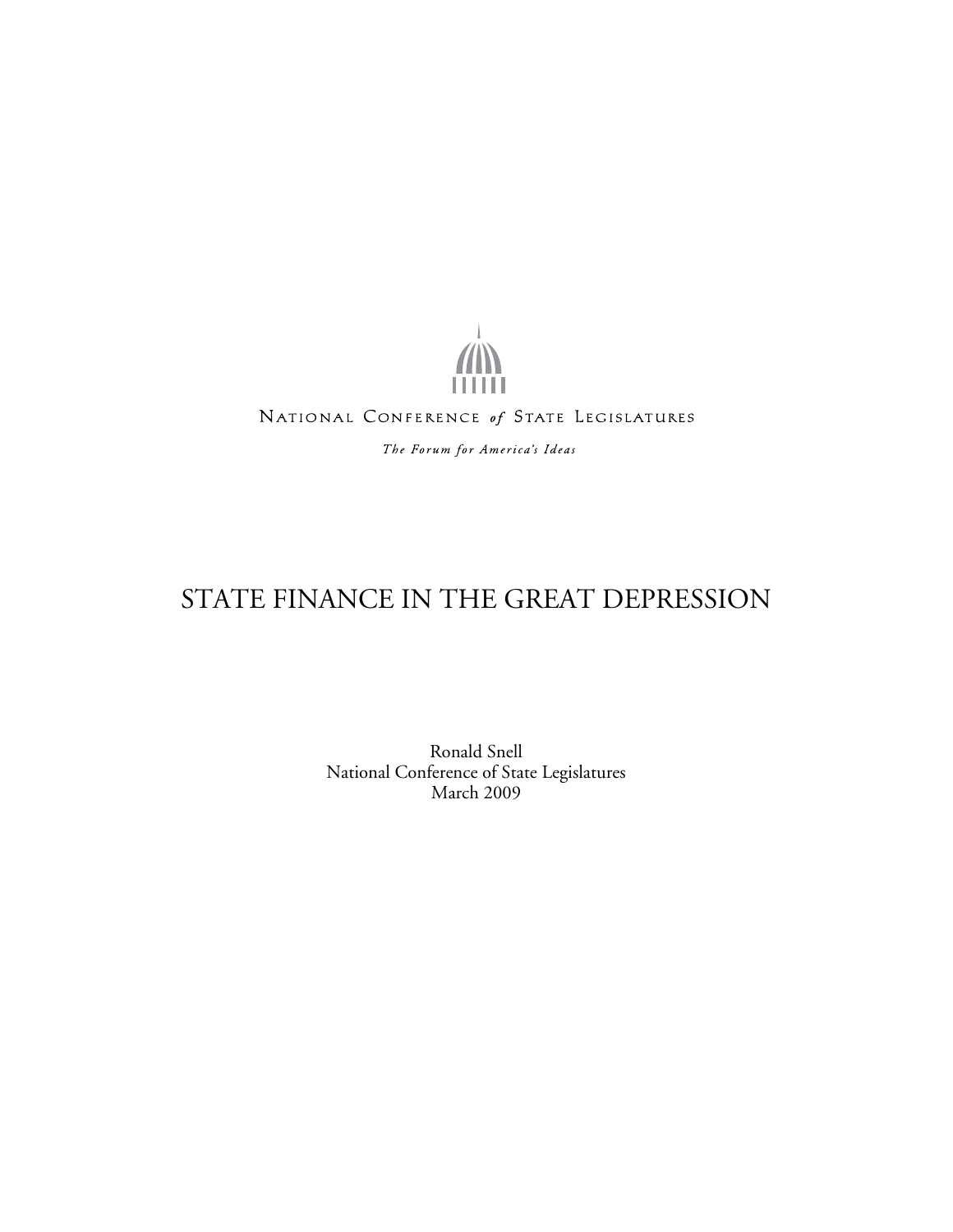NATIONAL CONFERENCE *of* STATE LEGISLATURES

*The Forum for America's Ideas*

# STATE FINANCE IN THE GREAT DEPRESSION

Ronald Snell
National Conference of State Legislatures
March 2009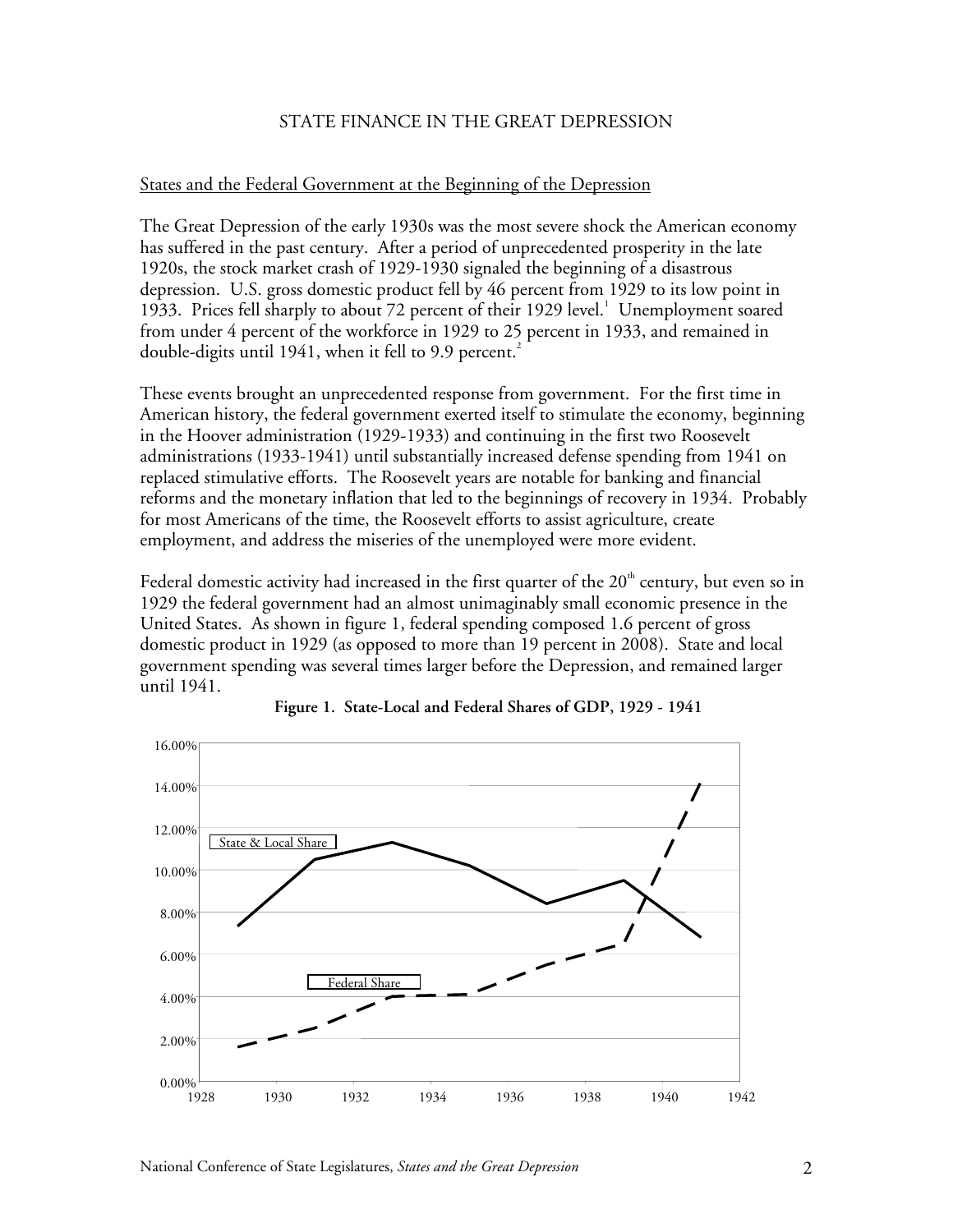# STATE FINANCE IN THE GREAT DEPRESSION

## States and the Federal Government at the Beginning of the Depression

The Great Depression of the early 1930s was the most severe shock the American economy has suffered in the past century. After a period of unprecedented prosperity in the late 1920s, the stock market crash of 1929-1930 signaled the beginning of a disastrous depression. U.S. gross domestic product fell by 46 percent from 1929 to its low point in 1933. Prices fell sharply to about 72 percent of their 1929 level.[1] Unemployment soared from under 4 percent of the workforce in 1929 to 25 percent in 1933, and remained in double-digits until 1941, when it fell to 9.9 percent.[2]

These events brought an unprecedented response from government. For the first time in American history, the federal government exerted itself to stimulate the economy, beginning in the Hoover administration (1929-1933) and continuing in the first two Roosevelt administrations (1933-1941) until substantially increased defense spending from 1941 on replaced stimulative efforts. The Roosevelt years are notable for banking and financial reforms and the monetary inflation that led to the beginnings of recovery in 1934. Probably for most Americans of the time, the Roosevelt efforts to assist agriculture, create employment, and address the miseries of the unemployed were more evident.

Federal domestic activity had increased in the first quarter of the 20th century, but even so in 1929 the federal government had an almost unimaginably small economic presence in the United States. As shown in figure 1, federal spending composed 1.6 percent of gross domestic product in 1929 (as opposed to more than 19 percent in 2008). State and local government spending was several times larger before the Depression, and remained larger until 1941.

**Figure 1. State-Local and Federal Shares of GDP, 1929 - 1941**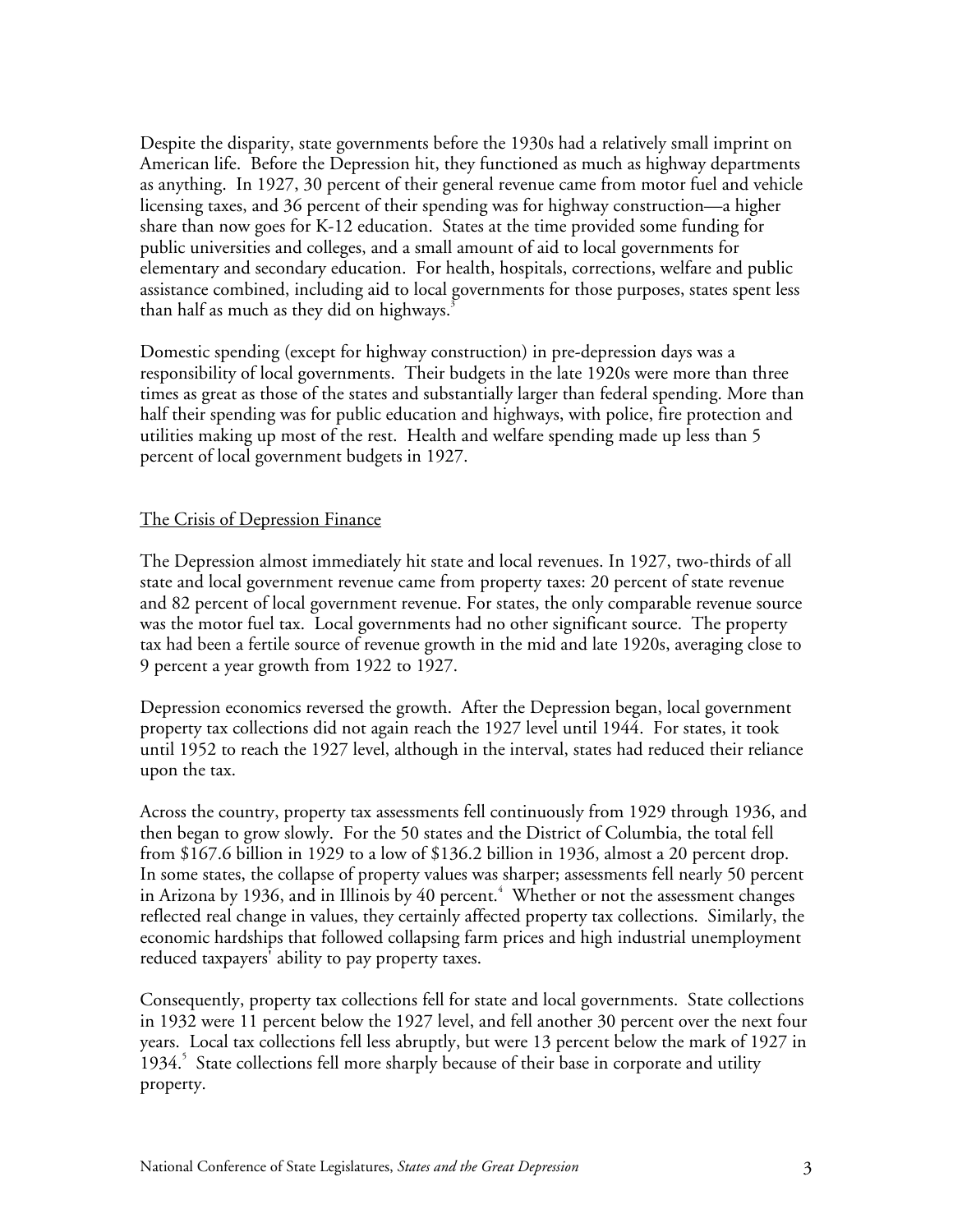Despite the disparity, state governments before the 1930s had a relatively small imprint on American life. Before the Depression hit, they functioned as much as highway departments as anything. In 1927, 30 percent of their general revenue came from motor fuel and vehicle licensing taxes, and 36 percent of their spending was for highway construction—a higher share than now goes for K-12 education. States at the time provided some funding for public universities and colleges, and a small amount of aid to local governments for elementary and secondary education. For health, hospitals, corrections, welfare and public assistance combined, including aid to local governments for those purposes, states spent less than half as much as they did on highways.[3]

Domestic spending (except for highway construction) in pre-depression days was a responsibility of local governments. Their budgets in the late 1920s were more than three times as great as those of the states and substantially larger than federal spending. More than half their spending was for public education and highways, with police, fire protection and utilities making up most of the rest. Health and welfare spending made up less than 5 percent of local government budgets in 1927.

## The Crisis of Depression Finance

The Depression almost immediately hit state and local revenues. In 1927, two-thirds of all state and local government revenue came from property taxes: 20 percent of state revenue and 82 percent of local government revenue. For states, the only comparable revenue source was the motor fuel tax. Local governments had no other significant source. The property tax had been a fertile source of revenue growth in the mid and late 1920s, averaging close to 9 percent a year growth from 1922 to 1927.

Depression economics reversed the growth. After the Depression began, local government property tax collections did not again reach the 1927 level until 1944. For states, it took until 1952 to reach the 1927 level, although in the interval, states had reduced their reliance upon the tax.

Across the country, property tax assessments fell continuously from 1929 through 1936, and then began to grow slowly. For the 50 states and the District of Columbia, the total fell from $167.6 billion in 1929 to a low of $136.2 billion in 1936, almost a 20 percent drop. In some states, the collapse of property values was sharper; assessments fell nearly 50 percent in Arizona by 1936, and in Illinois by 40 percent.[4] Whether or not the assessment changes reflected real change in values, they certainly affected property tax collections. Similarly, the economic hardships that followed collapsing farm prices and high industrial unemployment reduced taxpayers' ability to pay property taxes.

Consequently, property tax collections fell for state and local governments. State collections in 1932 were 11 percent below the 1927 level, and fell another 30 percent over the next four years. Local tax collections fell less abruptly, but were 13 percent below the mark of 1927 in 1934.[5] State collections fell more sharply because of their base in corporate and utility property.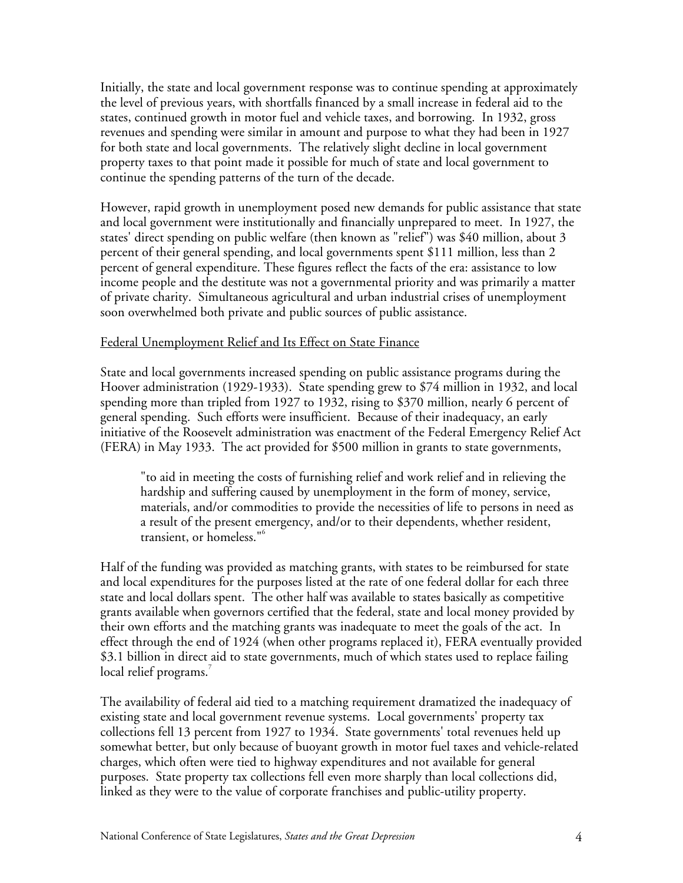Initially, the state and local government response was to continue spending at approximately the level of previous years, with shortfalls financed by a small increase in federal aid to the states, continued growth in motor fuel and vehicle taxes, and borrowing. In 1932, gross revenues and spending were similar in amount and purpose to what they had been in 1927 for both state and local governments. The relatively slight decline in local government property taxes to that point made it possible for much of state and local government to continue the spending patterns of the turn of the decade.

However, rapid growth in unemployment posed new demands for public assistance that state and local government were institutionally and financially unprepared to meet. In 1927, the states' direct spending on public welfare (then known as "relief") was $40 million, about 3 percent of their general spending, and local governments spent $111 million, less than 2 percent of general expenditure. These figures reflect the facts of the era: assistance to low income people and the destitute was not a governmental priority and was primarily a matter of private charity. Simultaneous agricultural and urban industrial crises of unemployment soon overwhelmed both private and public sources of public assistance.

## Federal Unemployment Relief and Its Effect on State Finance

State and local governments increased spending on public assistance programs during the Hoover administration (1929-1933). State spending grew to $74 million in 1932, and local spending more than tripled from 1927 to 1932, rising to $370 million, nearly 6 percent of general spending. Such efforts were insufficient. Because of their inadequacy, an early initiative of the Roosevelt administration was enactment of the Federal Emergency Relief Act (FERA) in May 1933. The act provided for $500 million in grants to state governments,

> "to aid in meeting the costs of furnishing relief and work relief and in relieving the hardship and suffering caused by unemployment in the form of money, service, materials, and/or commodities to provide the necessities of life to persons in need as a result of the present emergency, and/or to their dependents, whether resident, transient, or homeless."[6]

Half of the funding was provided as matching grants, with states to be reimbursed for state and local expenditures for the purposes listed at the rate of one federal dollar for each three state and local dollars spent. The other half was available to states basically as competitive grants available when governors certified that the federal, state and local money provided by their own efforts and the matching grants was inadequate to meet the goals of the act. In effect through the end of 1924 (when other programs replaced it), FERA eventually provided $3.1 billion in direct aid to state governments, much of which states used to replace failing local relief programs.[7]

The availability of federal aid tied to a matching requirement dramatized the inadequacy of existing state and local government revenue systems. Local governments' property tax collections fell 13 percent from 1927 to 1934. State governments' total revenues held up somewhat better, but only because of buoyant growth in motor fuel taxes and vehicle-related charges, which often were tied to highway expenditures and not available for general purposes. State property tax collections fell even more sharply than local collections did, linked as they were to the value of corporate franchises and public-utility property.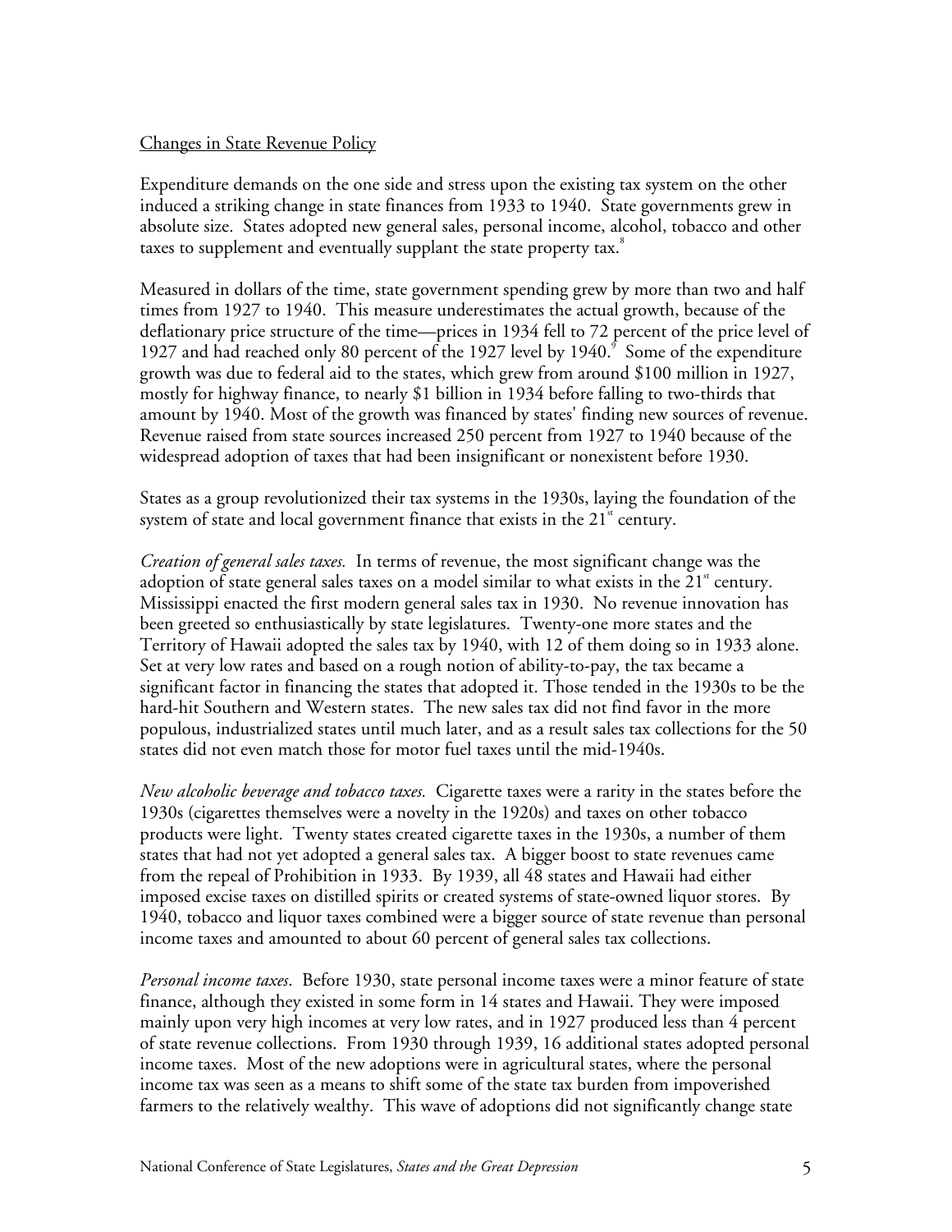## Changes in State Revenue Policy

Expenditure demands on the one side and stress upon the existing tax system on the other induced a striking change in state finances from 1933 to 1940. State governments grew in absolute size. States adopted new general sales, personal income, alcohol, tobacco and other taxes to supplement and eventually supplant the state property tax.[8]

Measured in dollars of the time, state government spending grew by more than two and half times from 1927 to 1940. This measure underestimates the actual growth, because of the deflationary price structure of the time—prices in 1934 fell to 72 percent of the price level of 1927 and had reached only 80 percent of the 1927 level by 1940.[9] Some of the expenditure growth was due to federal aid to the states, which grew from around $100 million in 1927, mostly for highway finance, to nearly $1 billion in 1934 before falling to two-thirds that amount by 1940. Most of the growth was financed by states' finding new sources of revenue. Revenue raised from state sources increased 250 percent from 1927 to 1940 because of the widespread adoption of taxes that had been insignificant or nonexistent before 1930.

States as a group revolutionized their tax systems in the 1930s, laying the foundation of the system of state and local government finance that exists in the 21st century.

*Creation of general sales taxes.* In terms of revenue, the most significant change was the adoption of state general sales taxes on a model similar to what exists in the 21st century. Mississippi enacted the first modern general sales tax in 1930. No revenue innovation has been greeted so enthusiastically by state legislatures. Twenty-one more states and the Territory of Hawaii adopted the sales tax by 1940, with 12 of them doing so in 1933 alone. Set at very low rates and based on a rough notion of ability-to-pay, the tax became a significant factor in financing the states that adopted it. Those tended in the 1930s to be the hard-hit Southern and Western states. The new sales tax did not find favor in the more populous, industrialized states until much later, and as a result sales tax collections for the 50 states did not even match those for motor fuel taxes until the mid-1940s.

*New alcoholic beverage and tobacco taxes.* Cigarette taxes were a rarity in the states before the 1930s (cigarettes themselves were a novelty in the 1920s) and taxes on other tobacco products were light. Twenty states created cigarette taxes in the 1930s, a number of them states that had not yet adopted a general sales tax. A bigger boost to state revenues came from the repeal of Prohibition in 1933. By 1939, all 48 states and Hawaii had either imposed excise taxes on distilled spirits or created systems of state-owned liquor stores. By 1940, tobacco and liquor taxes combined were a bigger source of state revenue than personal income taxes and amounted to about 60 percent of general sales tax collections.

*Personal income taxes*. Before 1930, state personal income taxes were a minor feature of state finance, although they existed in some form in 14 states and Hawaii. They were imposed mainly upon very high incomes at very low rates, and in 1927 produced less than 4 percent of state revenue collections. From 1930 through 1939, 16 additional states adopted personal income taxes. Most of the new adoptions were in agricultural states, where the personal income tax was seen as a means to shift some of the state tax burden from impoverished farmers to the relatively wealthy. This wave of adoptions did not significantly change state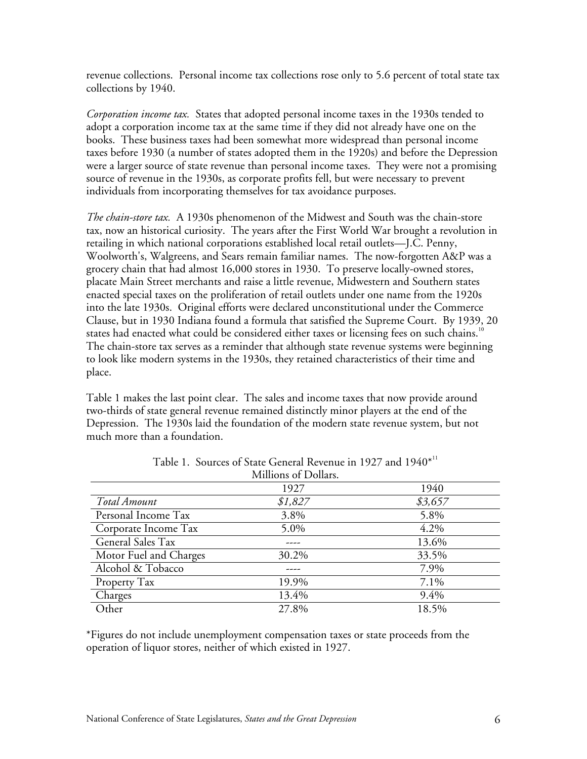revenue collections. Personal income tax collections rose only to 5.6 percent of total state tax collections by 1940.

*Corporation income tax.* States that adopted personal income taxes in the 1930s tended to adopt a corporation income tax at the same time if they did not already have one on the books. These business taxes had been somewhat more widespread than personal income taxes before 1930 (a number of states adopted them in the 1920s) and before the Depression were a larger source of state revenue than personal income taxes. They were not a promising source of revenue in the 1930s, as corporate profits fell, but were necessary to prevent individuals from incorporating themselves for tax avoidance purposes.

*The chain-store tax.* A 1930s phenomenon of the Midwest and South was the chain-store tax, now an historical curiosity. The years after the First World War brought a revolution in retailing in which national corporations established local retail outlets—J.C. Penny, Woolworth's, Walgreens, and Sears remain familiar names. The now-forgotten A&P was a grocery chain that had almost 16,000 stores in 1930. To preserve locally-owned stores, placate Main Street merchants and raise a little revenue, Midwestern and Southern states enacted special taxes on the proliferation of retail outlets under one name from the 1920s into the late 1930s. Original efforts were declared unconstitutional under the Commerce Clause, but in 1930 Indiana found a formula that satisfied the Supreme Court. By 1939, 20 states had enacted what could be considered either taxes or licensing fees on such chains.[10] The chain-store tax serves as a reminder that although state revenue systems were beginning to look like modern systems in the 1930s, they retained characteristics of their time and place.

Table 1 makes the last point clear. The sales and income taxes that now provide around two-thirds of state general revenue remained distinctly minor players at the end of the Depression. The 1930s laid the foundation of the modern state revenue system, but not much more than a foundation.

Table 1. Sources of State General Revenue in 1927 and 1940*[11]
Millions of Dollars.

| | 1927 | 1940 |
|---|---|---|
| *Total Amount* | *$1,827* | *$3,657* |
| Personal Income Tax | 3.8% | 5.8% |
| Corporate Income Tax | 5.0% | 4.2% |
| General Sales Tax | ---- | 13.6% |
| Motor Fuel and Charges | 30.2% | 33.5% |
| Alcohol & Tobacco | ---- | 7.9% |
| Property Tax | 19.9% | 7.1% |
| Charges | 13.4% | 9.4% |
| Other | 27.8% | 18.5% |

*Figures do not include unemployment compensation taxes or state proceeds from the operation of liquor stores, neither of which existed in 1927.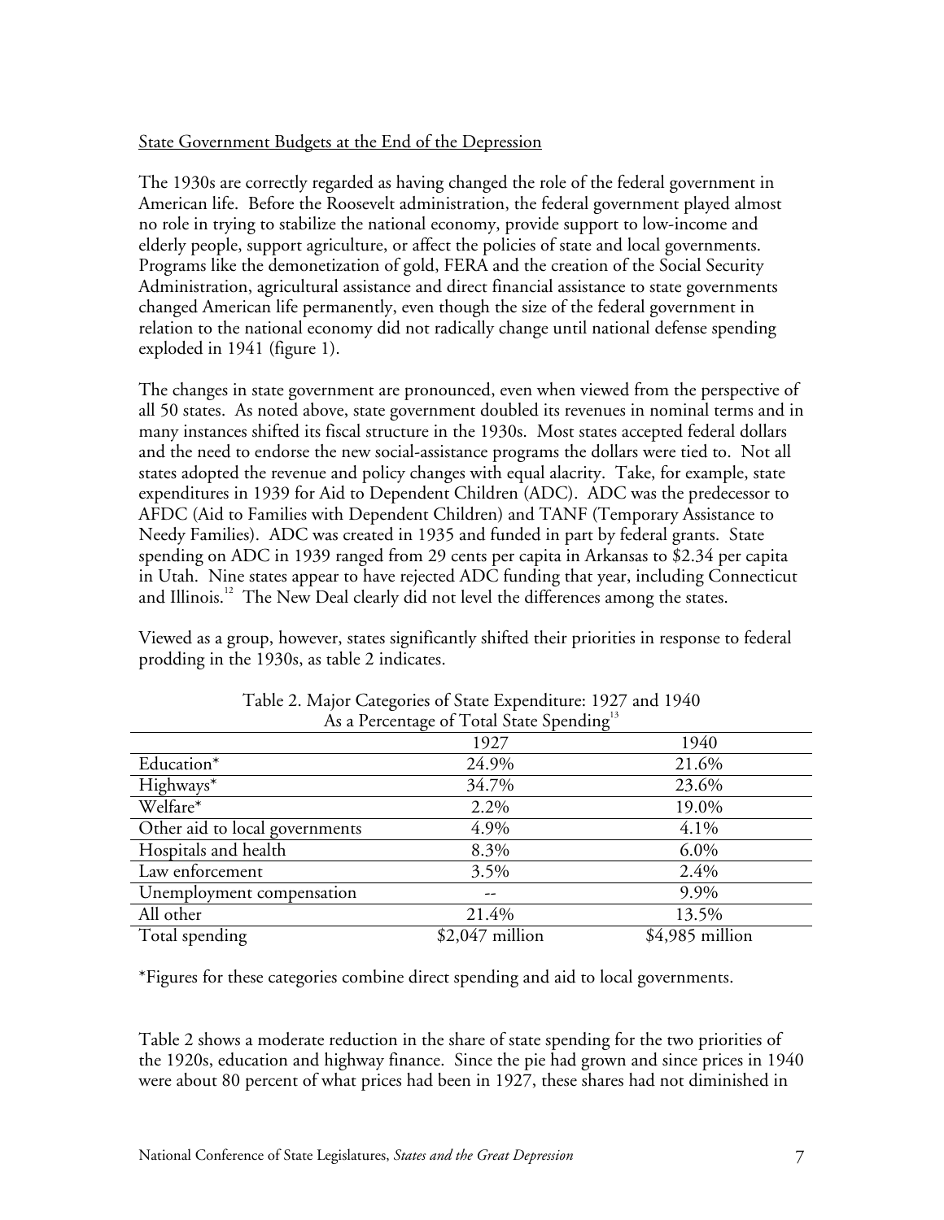## State Government Budgets at the End of the Depression

The 1930s are correctly regarded as having changed the role of the federal government in American life. Before the Roosevelt administration, the federal government played almost no role in trying to stabilize the national economy, provide support to low-income and elderly people, support agriculture, or affect the policies of state and local governments. Programs like the demonetization of gold, FERA and the creation of the Social Security Administration, agricultural assistance and direct financial assistance to state governments changed American life permanently, even though the size of the federal government in relation to the national economy did not radically change until national defense spending exploded in 1941 (figure 1).

The changes in state government are pronounced, even when viewed from the perspective of all 50 states. As noted above, state government doubled its revenues in nominal terms and in many instances shifted its fiscal structure in the 1930s. Most states accepted federal dollars and the need to endorse the new social-assistance programs the dollars were tied to. Not all states adopted the revenue and policy changes with equal alacrity. Take, for example, state expenditures in 1939 for Aid to Dependent Children (ADC). ADC was the predecessor to AFDC (Aid to Families with Dependent Children) and TANF (Temporary Assistance to Needy Families). ADC was created in 1935 and funded in part by federal grants. State spending on ADC in 1939 ranged from 29 cents per capita in Arkansas to $2.34 per capita in Utah. Nine states appear to have rejected ADC funding that year, including Connecticut and Illinois.[12] The New Deal clearly did not level the differences among the states.

Viewed as a group, however, states significantly shifted their priorities in response to federal prodding in the 1930s, as table 2 indicates.

Table 2. Major Categories of State Expenditure: 1927 and 1940
As a Percentage of Total State Spending[13]

| | 1927 | 1940 |
|---|---|---|
| Education* | 24.9% | 21.6% |
| Highways* | 34.7% | 23.6% |
| Welfare* | 2.2% | 19.0% |
| Other aid to local governments | 4.9% | 4.1% |
| Hospitals and health | 8.3% | 6.0% |
| Law enforcement | 3.5% | 2.4% |
| Unemployment compensation | -- | 9.9% |
| All other | 21.4% | 13.5% |
| Total spending | $2,047 million | $4,985 million |

*Figures for these categories combine direct spending and aid to local governments.

Table 2 shows a moderate reduction in the share of state spending for the two priorities of the 1920s, education and highway finance. Since the pie had grown and since prices in 1940 were about 80 percent of what prices had been in 1927, these shares had not diminished in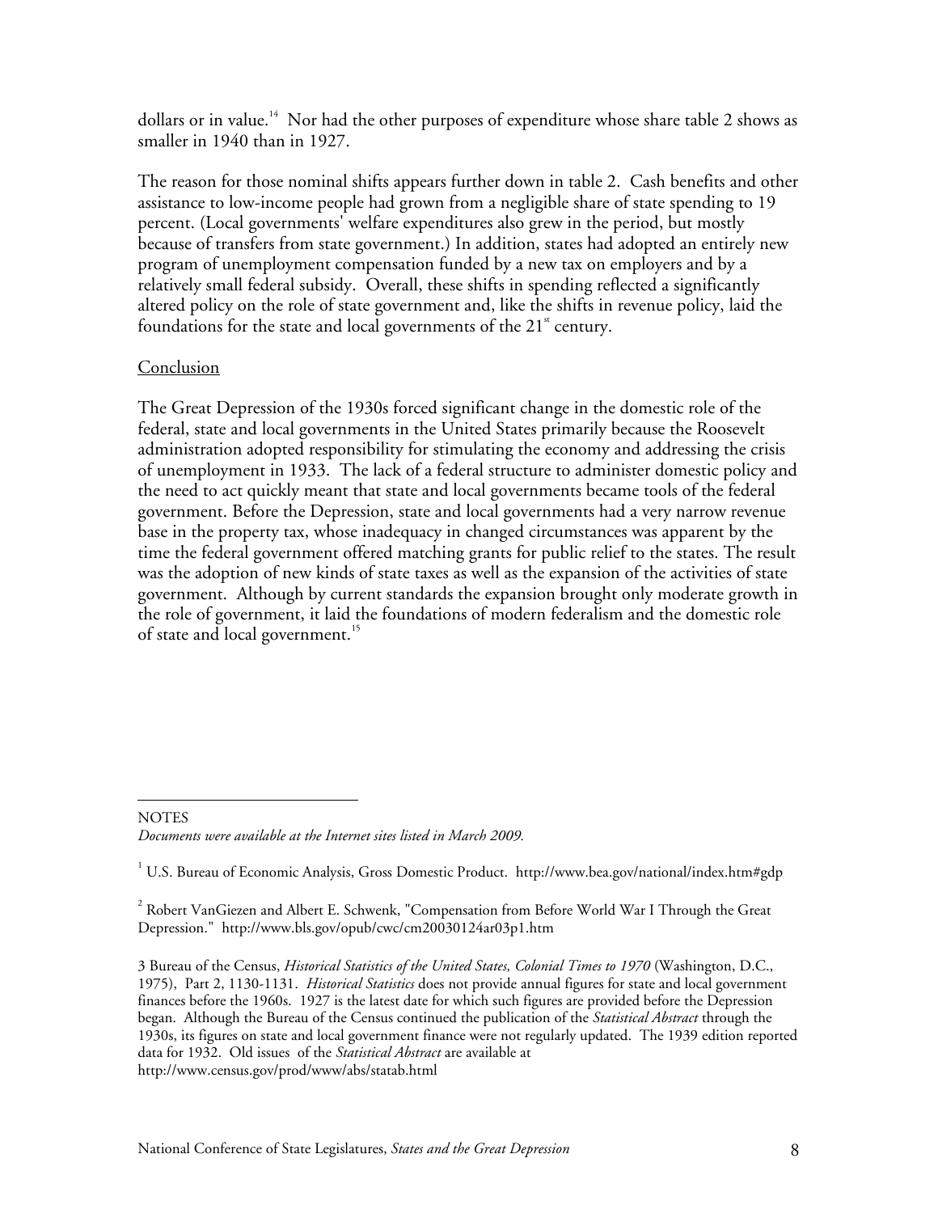dollars or in value.[14] Nor had the other purposes of expenditure whose share table 2 shows as smaller in 1940 than in 1927.

The reason for those nominal shifts appears further down in table 2. Cash benefits and other assistance to low-income people had grown from a negligible share of state spending to 19 percent. (Local governments' welfare expenditures also grew in the period, but mostly because of transfers from state government.) In addition, states had adopted an entirely new program of unemployment compensation funded by a new tax on employers and by a relatively small federal subsidy. Overall, these shifts in spending reflected a significantly altered policy on the role of state government and, like the shifts in revenue policy, laid the foundations for the state and local governments of the 21st century.

## Conclusion

The Great Depression of the 1930s forced significant change in the domestic role of the federal, state and local governments in the United States primarily because the Roosevelt administration adopted responsibility for stimulating the economy and addressing the crisis of unemployment in 1933. The lack of a federal structure to administer domestic policy and the need to act quickly meant that state and local governments became tools of the federal government. Before the Depression, state and local governments had a very narrow revenue base in the property tax, whose inadequacy in changed circumstances was apparent by the time the federal government offered matching grants for public relief to the states. The result was the adoption of new kinds of state taxes as well as the expansion of the activities of state government. Although by current standards the expansion brought only moderate growth in the role of government, it laid the foundations of modern federalism and the domestic role of state and local government.[15]

---

NOTES

*Documents were available at the Internet sites listed in March 2009.*

[1] U.S. Bureau of Economic Analysis, Gross Domestic Product. http://www.bea.gov/national/index.htm#gdp

[2] Robert VanGiezen and Albert E. Schwenk, "Compensation from Before World War I Through the Great Depression." http://www.bls.gov/opub/cwc/cm20030124ar03p1.htm

3 Bureau of the Census, *Historical Statistics of the United States, Colonial Times to 1970* (Washington, D.C., 1975), Part 2, 1130-1131. *Historical Statistics* does not provide annual figures for state and local government finances before the 1960s. 1927 is the latest date for which such figures are provided before the Depression began. Although the Bureau of the Census continued the publication of the *Statistical Abstract* through the 1930s, its figures on state and local government finance were not regularly updated. The 1939 edition reported data for 1932. Old issues of the *Statistical Abstract* are available at http://www.census.gov/prod/www/abs/statab.html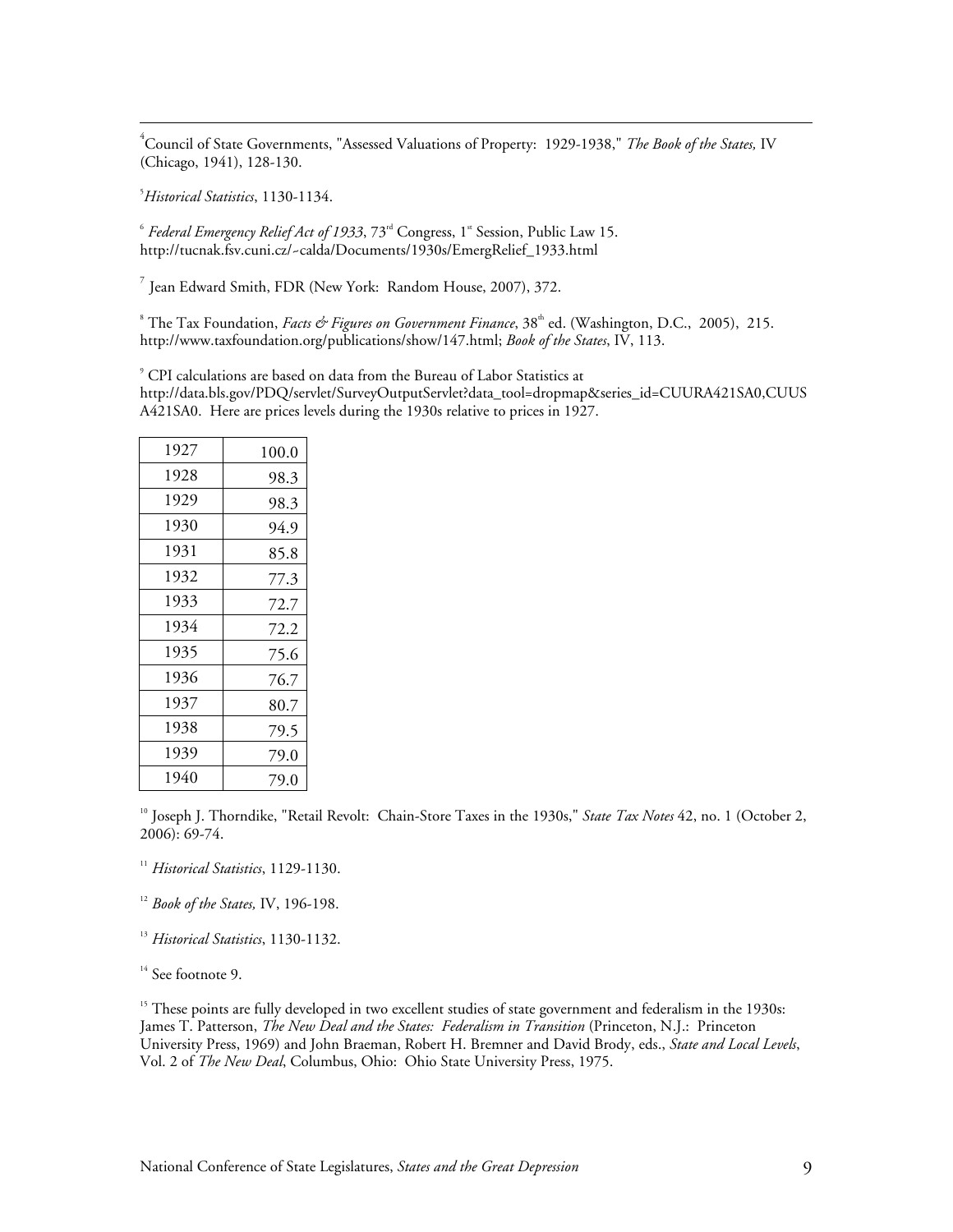[4] Council of State Governments, "Assessed Valuations of Property: 1929-1938," *The Book of the States,* IV (Chicago, 1941), 128-130.

[5] *Historical Statistics*, 1130-1134.

[6] *Federal Emergency Relief Act of 1933*, 73rd Congress, 1st Session, Public Law 15. http://tucnak.fsv.cuni.cz/~calda/Documents/1930s/EmergRelief_1933.html

[7] Jean Edward Smith, FDR (New York: Random House, 2007), 372.

[8] The Tax Foundation, *Facts & Figures on Government Finance*, 38th ed. (Washington, D.C., 2005), 215. http://www.taxfoundation.org/publications/show/147.html; *Book of the States*, IV, 113.

[9] CPI calculations are based on data from the Bureau of Labor Statistics at http://data.bls.gov/PDQ/servlet/SurveyOutputServlet?data_tool=dropmap&series_id=CUURA421SA0,CUUSA421SA0. Here are prices levels during the 1930s relative to prices in 1927.

| | |
|---|---|
| 1927 | 100.0 |
| 1928 | 98.3 |
| 1929 | 98.3 |
| 1930 | 94.9 |
| 1931 | 85.8 |
| 1932 | 77.3 |
| 1933 | 72.7 |
| 1934 | 72.2 |
| 1935 | 75.6 |
| 1936 | 76.7 |
| 1937 | 80.7 |
| 1938 | 79.5 |
| 1939 | 79.0 |
| 1940 | 79.0 |

[10] Joseph J. Thorndike, "Retail Revolt: Chain-Store Taxes in the 1930s," *State Tax Notes* 42, no. 1 (October 2, 2006): 69-74.

[11] *Historical Statistics*, 1129-1130.

[12] *Book of the States,* IV, 196-198.

[13] *Historical Statistics*, 1130-1132.

[14] See footnote 9.

[15] These points are fully developed in two excellent studies of state government and federalism in the 1930s: James T. Patterson, *The New Deal and the States: Federalism in Transition* (Princeton, N.J.: Princeton University Press, 1969) and John Braeman, Robert H. Bremner and David Brody, eds., *State and Local Levels*, Vol. 2 of *The New Deal*, Columbus, Ohio: Ohio State University Press, 1975.